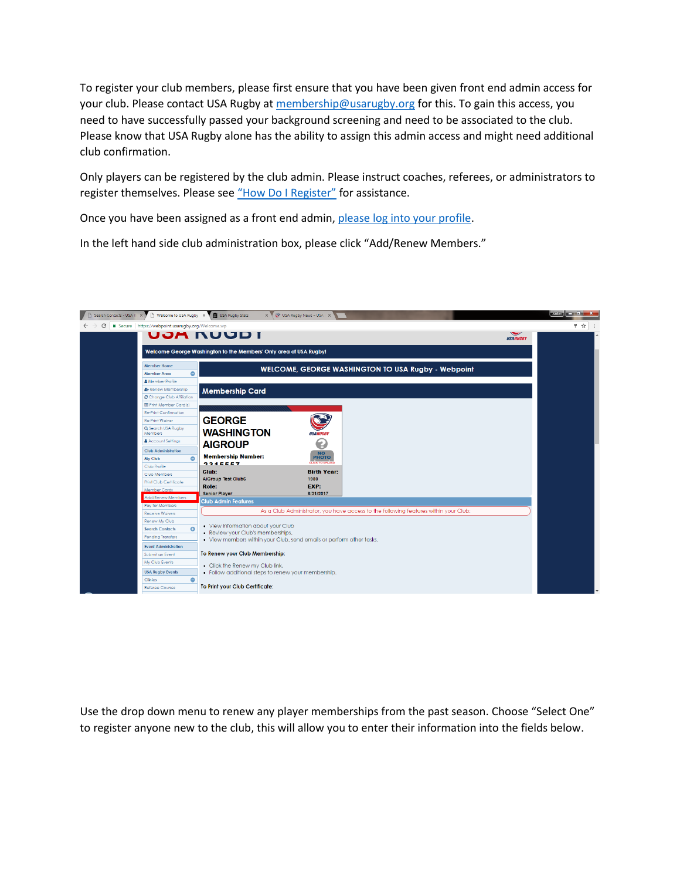To register your club members, please first ensure that you have been given front end admin access for your club. Please contact USA Rugby at membership@usarugby.org for this. To gain this access, you need to have successfully passed your background screening and need to be associated to the club. Please know that USA Rugby alone has the ability to assign this admin access and might need additional club confirmation.

Only players can be registered by the club admin. Please instruct coaches, referees, or administrators to register themselves. Please see "How Do I Register" for assistance.

Once you have been assigned as a front end admin, please log into your profile.

In the left hand side club administration box, please click "Add/Renew Members."

Use the drop down menu to renew any player memberships from the past season. Choose "Select One" to register anyone new to the club, this will allow you to enter their information into the fields below.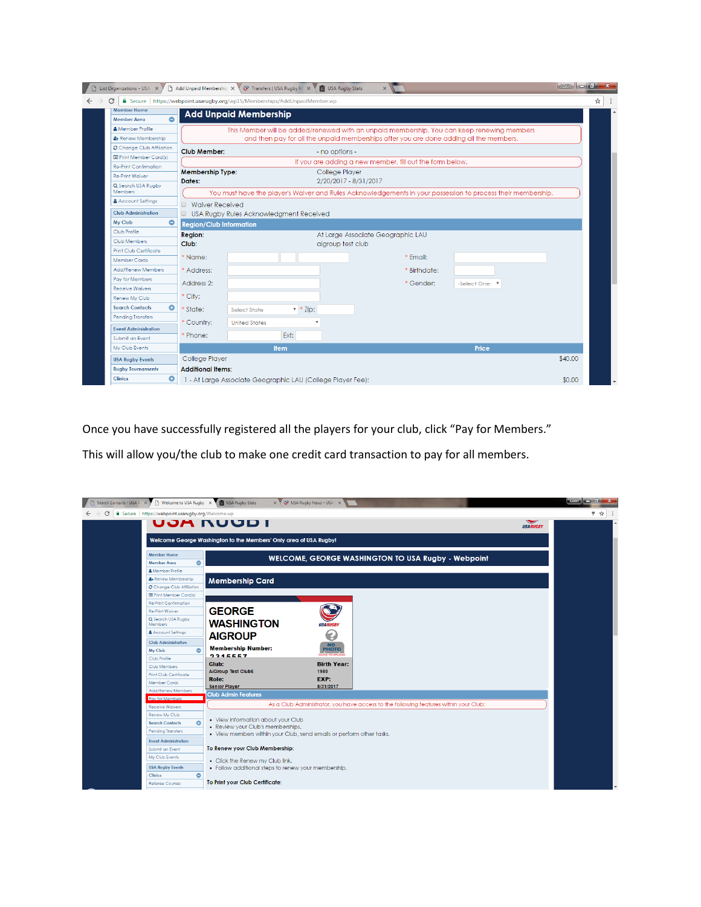Once you have successfully registered all the players for your club, click “Pay for Members.”

This will allow you/the club to make one credit card transaction to pay for all members.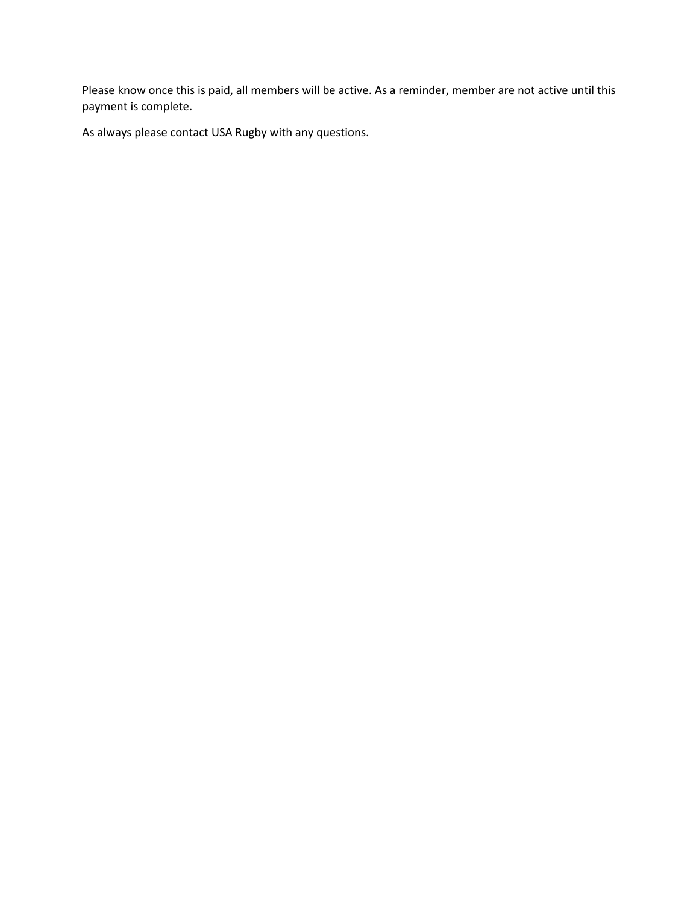Please know once this is paid, all members will be active. As a reminder, member are not active until this payment is complete.

As always please contact USA Rugby with any questions.